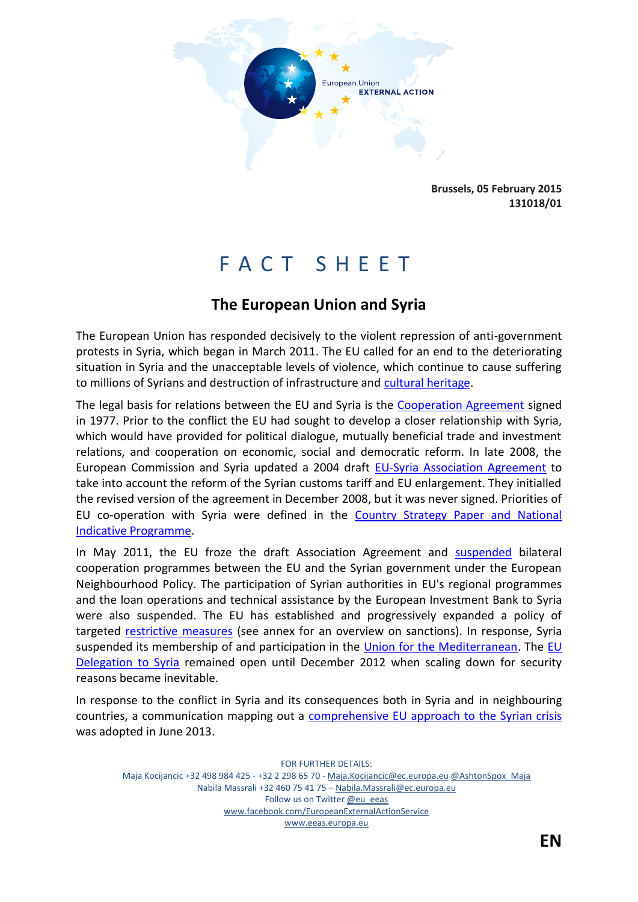European Union
EXTERNAL ACTION

**Brussels, 05 February 2015**
**131018/01**

# FACT SHEET

## The European Union and Syria

The European Union has responded decisively to the violent repression of anti-government protests in Syria, which began in March 2011. The EU called for an end to the deteriorating situation in Syria and the unacceptable levels of violence, which continue to cause suffering to millions of Syrians and destruction of infrastructure and cultural heritage.

The legal basis for relations between the EU and Syria is the Cooperation Agreement signed in 1977. Prior to the conflict the EU had sought to develop a closer relationship with Syria, which would have provided for political dialogue, mutually beneficial trade and investment relations, and cooperation on economic, social and democratic reform. In late 2008, the European Commission and Syria updated a 2004 draft EU-Syria Association Agreement to take into account the reform of the Syrian customs tariff and EU enlargement. They initialled the revised version of the agreement in December 2008, but it was never signed. Priorities of EU co-operation with Syria were defined in the Country Strategy Paper and National Indicative Programme.

In May 2011, the EU froze the draft Association Agreement and suspended bilateral cooperation programmes between the EU and the Syrian government under the European Neighbourhood Policy. The participation of Syrian authorities in EU's regional programmes and the loan operations and technical assistance by the European Investment Bank to Syria were also suspended. The EU has established and progressively expanded a policy of targeted restrictive measures (see annex for an overview on sanctions). In response, Syria suspended its membership of and participation in the Union for the Mediterranean. The EU Delegation to Syria remained open until December 2012 when scaling down for security reasons became inevitable.

In response to the conflict in Syria and its consequences both in Syria and in neighbouring countries, a communication mapping out a comprehensive EU approach to the Syrian crisis was adopted in June 2013.

FOR FURTHER DETAILS:
Maja Kocijancic +32 498 984 425 - +32 2 298 65 70 - Maja.Kocijancic@ec.europa.eu @AshtonSpox_Maja
Nabila Massrali +32 460 75 41 75 – Nabila.Massrali@ec.europa.eu
Follow us on Twitter @eu_eeas
www.facebook.com/EuropeanExternalActionService
www.eeas.europa.eu

**EN**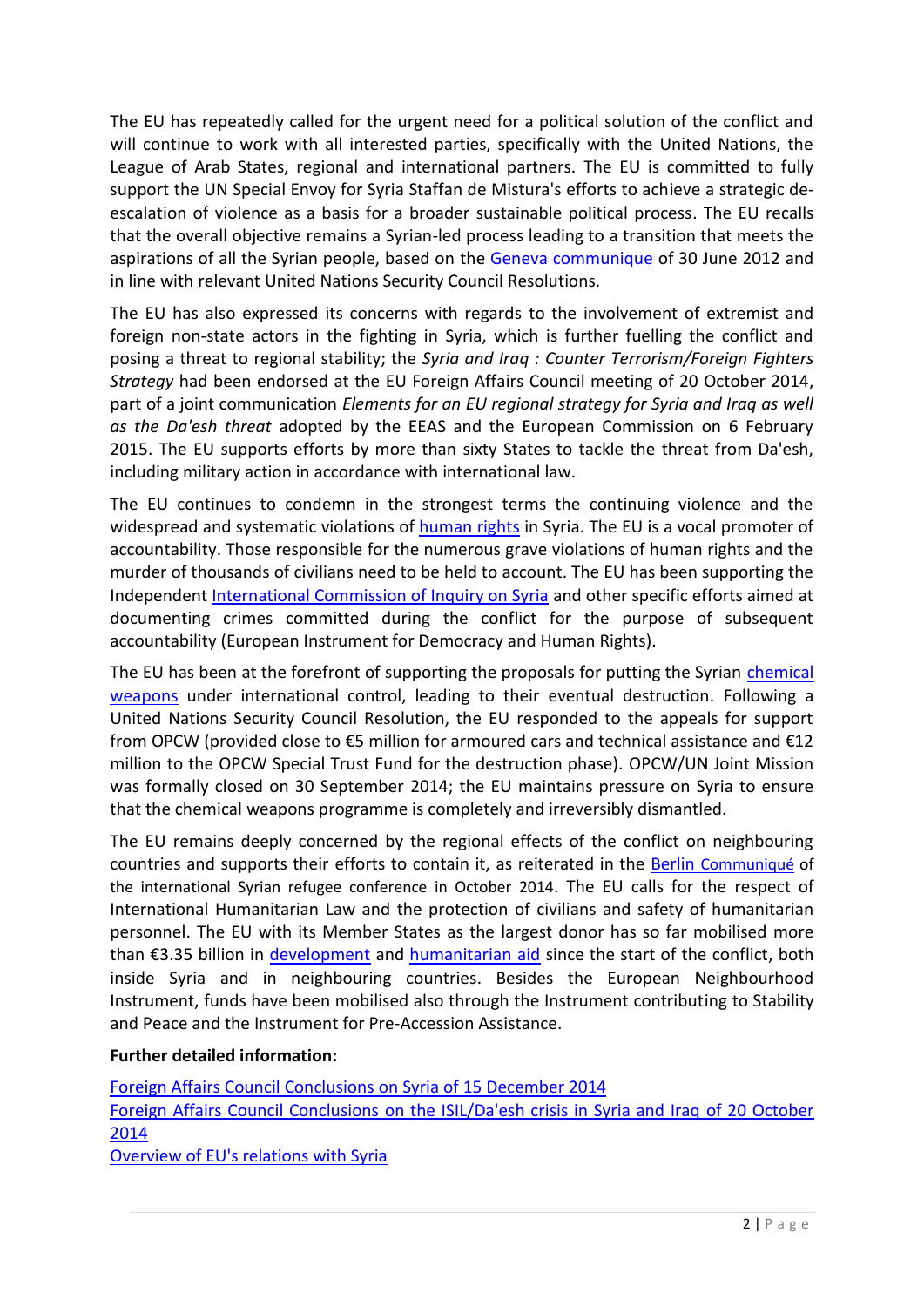The EU has repeatedly called for the urgent need for a political solution of the conflict and will continue to work with all interested parties, specifically with the United Nations, the League of Arab States, regional and international partners. The EU is committed to fully support the UN Special Envoy for Syria Staffan de Mistura's efforts to achieve a strategic de-escalation of violence as a basis for a broader sustainable political process. The EU recalls that the overall objective remains a Syrian-led process leading to a transition that meets the aspirations of all the Syrian people, based on the Geneva communique of 30 June 2012 and in line with relevant United Nations Security Council Resolutions.

The EU has also expressed its concerns with regards to the involvement of extremist and foreign non-state actors in the fighting in Syria, which is further fuelling the conflict and posing a threat to regional stability; the *Syria and Iraq : Counter Terrorism/Foreign Fighters Strategy* had been endorsed at the EU Foreign Affairs Council meeting of 20 October 2014, part of a joint communication *Elements for an EU regional strategy for Syria and Iraq as well as the Da'esh threat* adopted by the EEAS and the European Commission on 6 February 2015. The EU supports efforts by more than sixty States to tackle the threat from Da'esh, including military action in accordance with international law.

The EU continues to condemn in the strongest terms the continuing violence and the widespread and systematic violations of human rights in Syria. The EU is a vocal promoter of accountability. Those responsible for the numerous grave violations of human rights and the murder of thousands of civilians need to be held to account. The EU has been supporting the Independent International Commission of Inquiry on Syria and other specific efforts aimed at documenting crimes committed during the conflict for the purpose of subsequent accountability (European Instrument for Democracy and Human Rights).

The EU has been at the forefront of supporting the proposals for putting the Syrian chemical weapons under international control, leading to their eventual destruction. Following a United Nations Security Council Resolution, the EU responded to the appeals for support from OPCW (provided close to €5 million for armoured cars and technical assistance and €12 million to the OPCW Special Trust Fund for the destruction phase). OPCW/UN Joint Mission was formally closed on 30 September 2014; the EU maintains pressure on Syria to ensure that the chemical weapons programme is completely and irreversibly dismantled.

The EU remains deeply concerned by the regional effects of the conflict on neighbouring countries and supports their efforts to contain it, as reiterated in the Berlin Communiqué of the international Syrian refugee conference in October 2014. The EU calls for the respect of International Humanitarian Law and the protection of civilians and safety of humanitarian personnel. The EU with its Member States as the largest donor has so far mobilised more than €3.35 billion in development and humanitarian aid since the start of the conflict, both inside Syria and in neighbouring countries. Besides the European Neighbourhood Instrument, funds have been mobilised also through the Instrument contributing to Stability and Peace and the Instrument for Pre-Accession Assistance.

**Further detailed information:**

Foreign Affairs Council Conclusions on Syria of 15 December 2014
Foreign Affairs Council Conclusions on the ISIL/Da'esh crisis in Syria and Iraq of 20 October 2014
Overview of EU's relations with Syria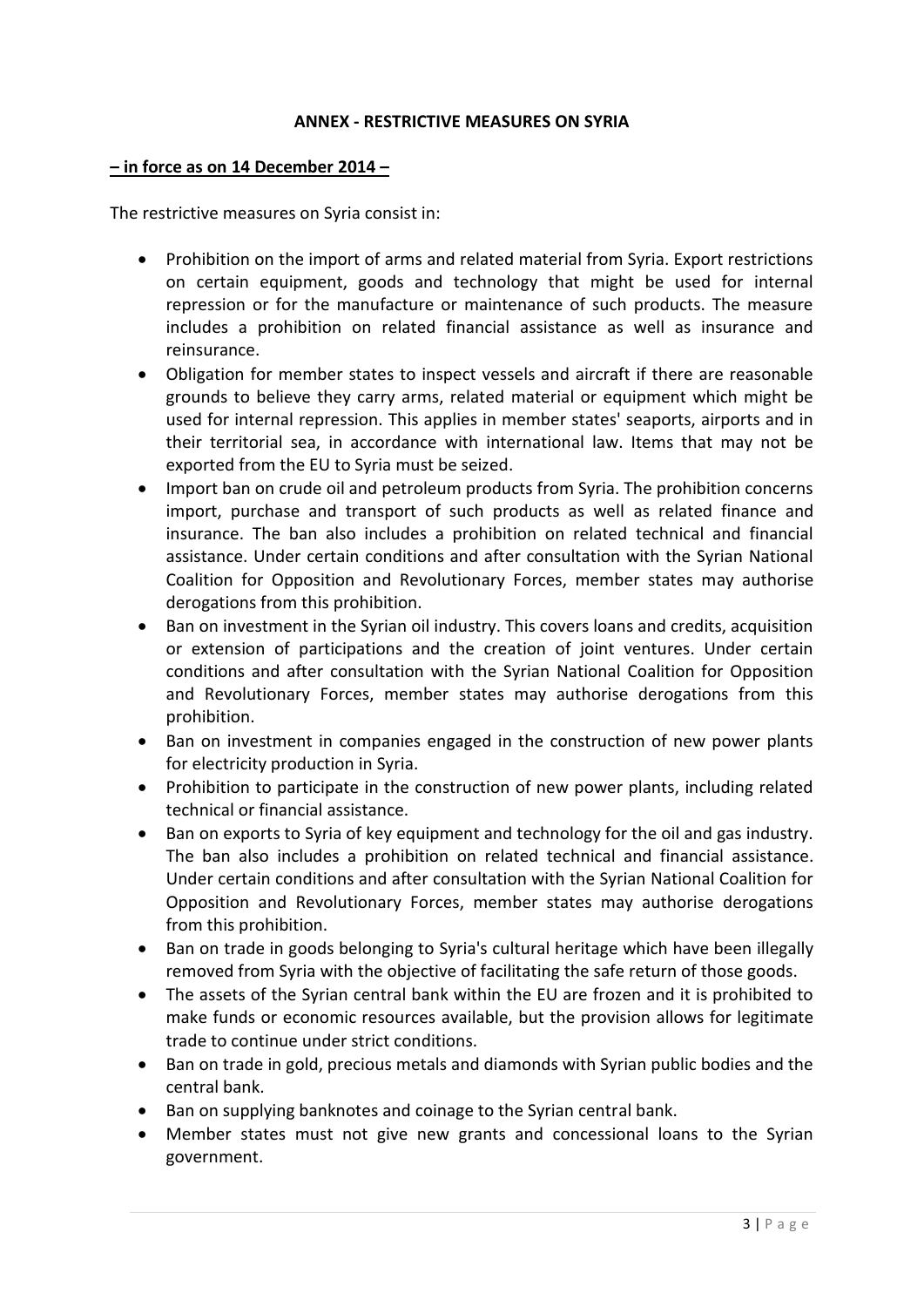**ANNEX - RESTRICTIVE MEASURES ON SYRIA**

**– in force as on 14 December 2014 –**

The restrictive measures on Syria consist in:

- Prohibition on the import of arms and related material from Syria. Export restrictions on certain equipment, goods and technology that might be used for internal repression or for the manufacture or maintenance of such products. The measure includes a prohibition on related financial assistance as well as insurance and reinsurance.
- Obligation for member states to inspect vessels and aircraft if there are reasonable grounds to believe they carry arms, related material or equipment which might be used for internal repression. This applies in member states' seaports, airports and in their territorial sea, in accordance with international law. Items that may not be exported from the EU to Syria must be seized.
- Import ban on crude oil and petroleum products from Syria. The prohibition concerns import, purchase and transport of such products as well as related finance and insurance. The ban also includes a prohibition on related technical and financial assistance. Under certain conditions and after consultation with the Syrian National Coalition for Opposition and Revolutionary Forces, member states may authorise derogations from this prohibition.
- Ban on investment in the Syrian oil industry. This covers loans and credits, acquisition or extension of participations and the creation of joint ventures. Under certain conditions and after consultation with the Syrian National Coalition for Opposition and Revolutionary Forces, member states may authorise derogations from this prohibition.
- Ban on investment in companies engaged in the construction of new power plants for electricity production in Syria.
- Prohibition to participate in the construction of new power plants, including related technical or financial assistance.
- Ban on exports to Syria of key equipment and technology for the oil and gas industry. The ban also includes a prohibition on related technical and financial assistance. Under certain conditions and after consultation with the Syrian National Coalition for Opposition and Revolutionary Forces, member states may authorise derogations from this prohibition.
- Ban on trade in goods belonging to Syria's cultural heritage which have been illegally removed from Syria with the objective of facilitating the safe return of those goods.
- The assets of the Syrian central bank within the EU are frozen and it is prohibited to make funds or economic resources available, but the provision allows for legitimate trade to continue under strict conditions.
- Ban on trade in gold, precious metals and diamonds with Syrian public bodies and the central bank.
- Ban on supplying banknotes and coinage to the Syrian central bank.
- Member states must not give new grants and concessional loans to the Syrian government.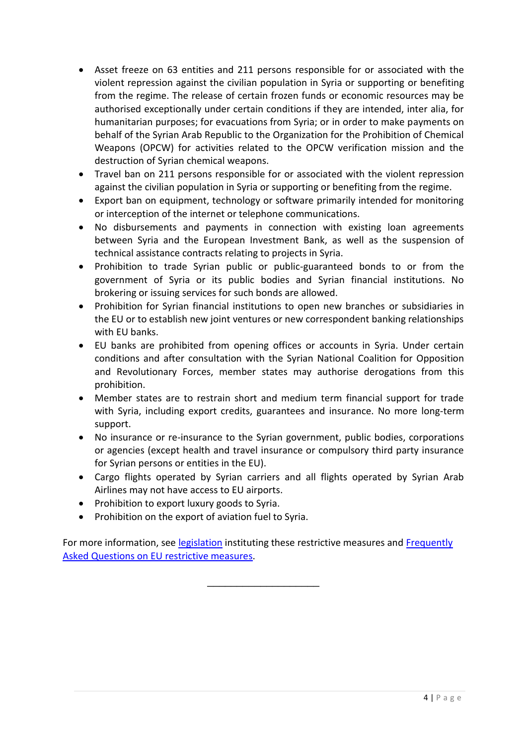- Asset freeze on 63 entities and 211 persons responsible for or associated with the violent repression against the civilian population in Syria or supporting or benefiting from the regime. The release of certain frozen funds or economic resources may be authorised exceptionally under certain conditions if they are intended, inter alia, for humanitarian purposes; for evacuations from Syria; or in order to make payments on behalf of the Syrian Arab Republic to the Organization for the Prohibition of Chemical Weapons (OPCW) for activities related to the OPCW verification mission and the destruction of Syrian chemical weapons.
- Travel ban on 211 persons responsible for or associated with the violent repression against the civilian population in Syria or supporting or benefiting from the regime.
- Export ban on equipment, technology or software primarily intended for monitoring or interception of the internet or telephone communications.
- No disbursements and payments in connection with existing loan agreements between Syria and the European Investment Bank, as well as the suspension of technical assistance contracts relating to projects in Syria.
- Prohibition to trade Syrian public or public-guaranteed bonds to or from the government of Syria or its public bodies and Syrian financial institutions. No brokering or issuing services for such bonds are allowed.
- Prohibition for Syrian financial institutions to open new branches or subsidiaries in the EU or to establish new joint ventures or new correspondent banking relationships with EU banks.
- EU banks are prohibited from opening offices or accounts in Syria. Under certain conditions and after consultation with the Syrian National Coalition for Opposition and Revolutionary Forces, member states may authorise derogations from this prohibition.
- Member states are to restrain short and medium term financial support for trade with Syria, including export credits, guarantees and insurance. No more long-term support.
- No insurance or re-insurance to the Syrian government, public bodies, corporations or agencies (except health and travel insurance or compulsory third party insurance for Syrian persons or entities in the EU).
- Cargo flights operated by Syrian carriers and all flights operated by Syrian Arab Airlines may not have access to EU airports.
- Prohibition to export luxury goods to Syria.
- Prohibition on the export of aviation fuel to Syria.

For more information, see legislation instituting these restrictive measures and Frequently Asked Questions on EU restrictive measures.

---